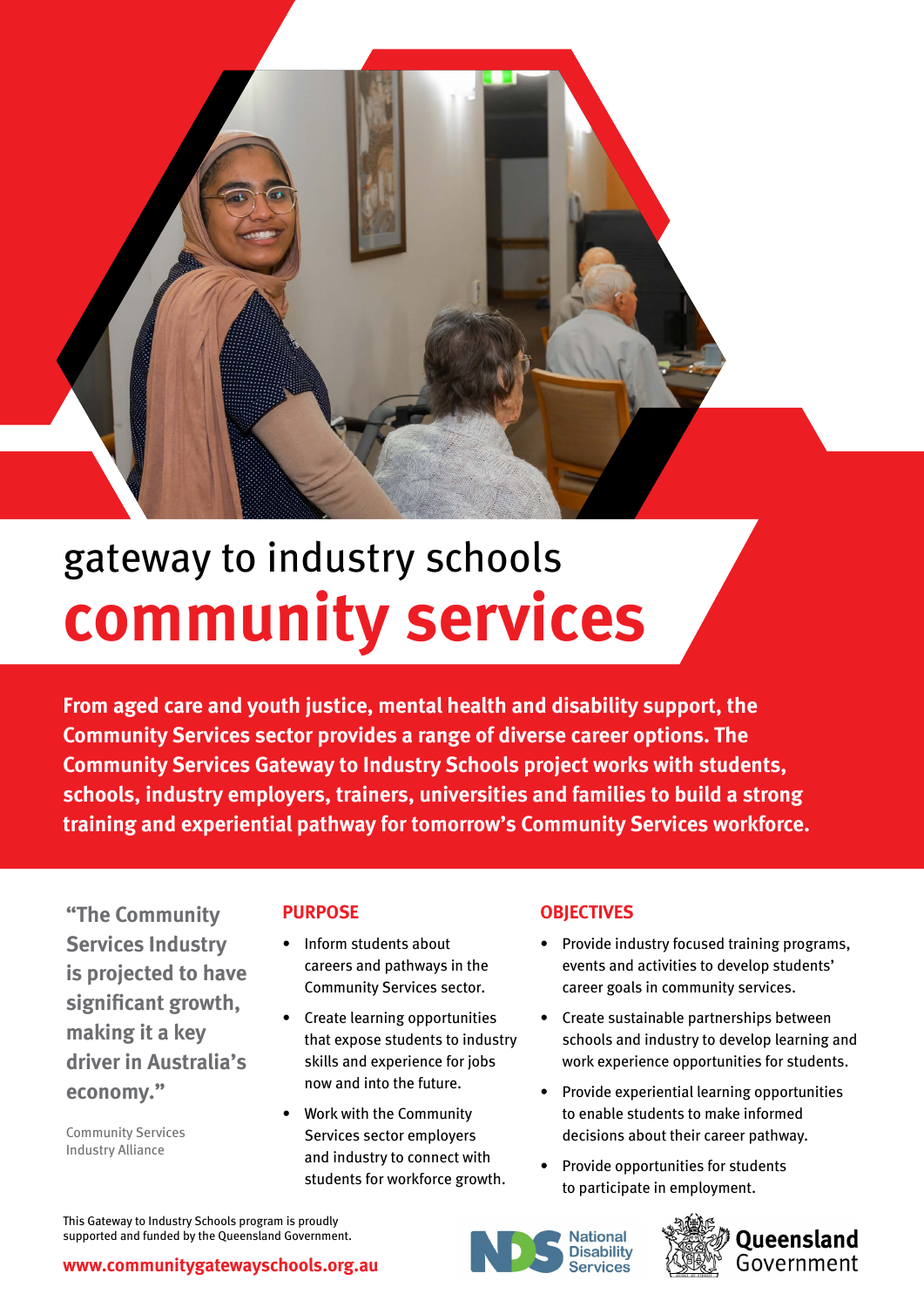# gateway to industry schools
# community services

**From aged care and youth justice, mental health and disability support, the Community Services sector provides a range of diverse career options. The Community Services Gateway to Industry Schools project works with students, schools, industry employers, trainers, universities and families to build a strong training and experiential pathway for tomorrow's Community Services workforce.**

> **"The Community Services Industry is projected to have significant growth, making it a key driver in Australia's economy."**
>
> Community Services Industry Alliance

## PURPOSE

- Inform students about careers and pathways in the Community Services sector.
- Create learning opportunities that expose students to industry skills and experience for jobs now and into the future.
- Work with the Community Services sector employers and industry to connect with students for workforce growth.

## OBJECTIVES

- Provide industry focused training programs, events and activities to develop students' career goals in community services.
- Create sustainable partnerships between schools and industry to develop learning and work experience opportunities for students.
- Provide experiential learning opportunities to enable students to make informed decisions about their career pathway.
- Provide opportunities for students to participate in employment.

This Gateway to Industry Schools program is proudly supported and funded by the Queensland Government.

**www.communitygatewayschools.org.au**

National Disability Services

Queensland Government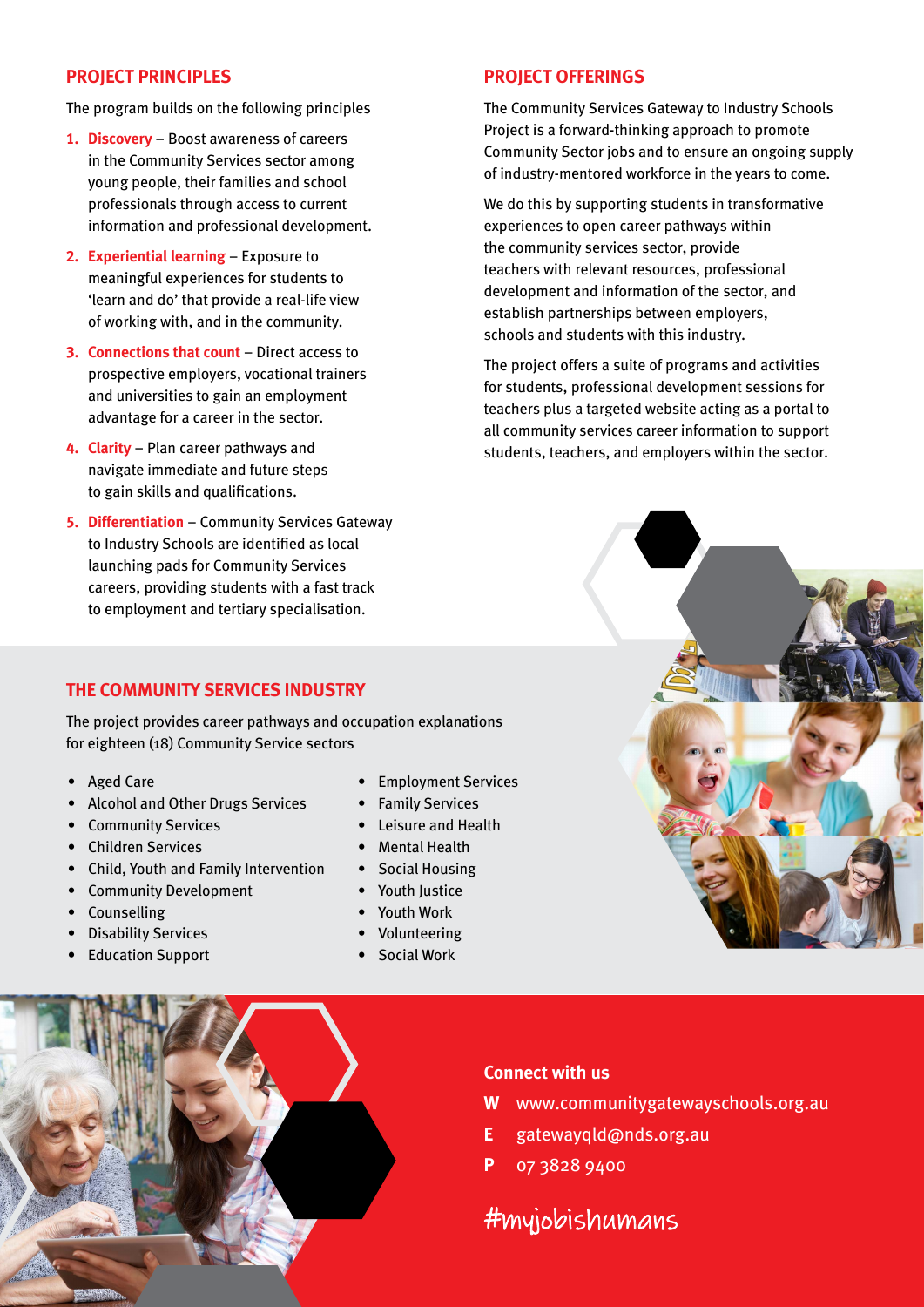## PROJECT PRINCIPLES

The program builds on the following principles

1. **Discovery** – Boost awareness of careers in the Community Services sector among young people, their families and school professionals through access to current information and professional development.
2. **Experiential learning** – Exposure to meaningful experiences for students to 'learn and do' that provide a real-life view of working with, and in the community.
3. **Connections that count** – Direct access to prospective employers, vocational trainers and universities to gain an employment advantage for a career in the sector.
4. **Clarity** – Plan career pathways and navigate immediate and future steps to gain skills and qualifications.
5. **Differentiation** – Community Services Gateway to Industry Schools are identified as local launching pads for Community Services careers, providing students with a fast track to employment and tertiary specialisation.

## PROJECT OFFERINGS

The Community Services Gateway to Industry Schools Project is a forward-thinking approach to promote Community Sector jobs and to ensure an ongoing supply of industry-mentored workforce in the years to come.

We do this by supporting students in transformative experiences to open career pathways within the community services sector, provide teachers with relevant resources, professional development and information of the sector, and establish partnerships between employers, schools and students with this industry.

The project offers a suite of programs and activities for students, professional development sessions for teachers plus a targeted website acting as a portal to all community services career information to support students, teachers, and employers within the sector.

## THE COMMUNITY SERVICES INDUSTRY

The project provides career pathways and occupation explanations for eighteen (18) Community Service sectors

- Aged Care
- Alcohol and Other Drugs Services
- Community Services
- Children Services
- Child, Youth and Family Intervention
- Community Development
- Counselling
- Disability Services
- Education Support
- Employment Services
- Family Services
- Leisure and Health
- Mental Health
- Social Housing
- Youth Justice
- Youth Work
- Volunteering
- Social Work

### Connect with us

**W** www.communitygatewayschools.org.au

**E** gatewayqld@nds.org.au

**P** 07 3828 9400

#myjobishumans